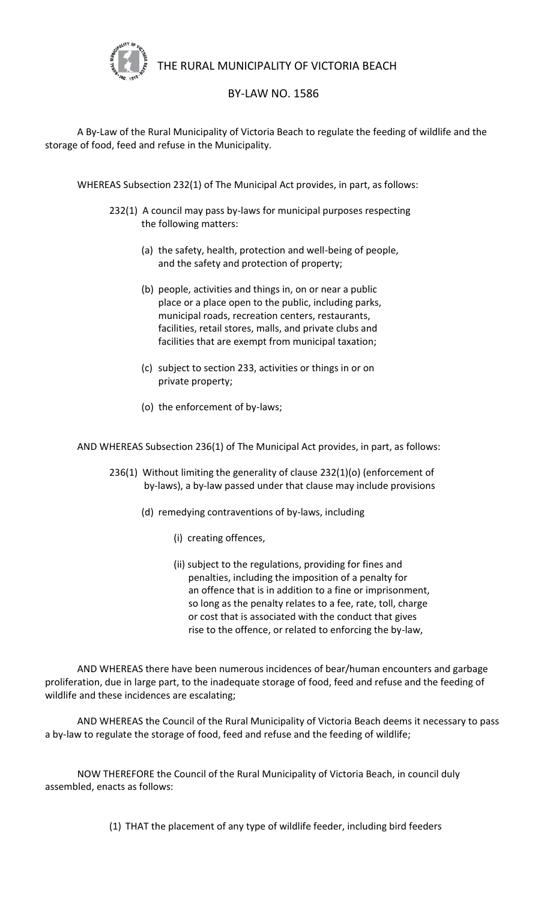# THE RURAL MUNICIPALITY OF VICTORIA BEACH

## BY-LAW NO. 1586

A By-Law of the Rural Municipality of Victoria Beach to regulate the feeding of wildlife and the storage of food, feed and refuse in the Municipality.

WHEREAS Subsection 232(1) of The Municipal Act provides, in part, as follows:

> 232(1) A council may pass by-laws for municipal purposes respecting the following matters:
>
> (a) the safety, health, protection and well-being of people, and the safety and protection of property;
>
> (b) people, activities and things in, on or near a public place or a place open to the public, including parks, municipal roads, recreation centers, restaurants, facilities, retail stores, malls, and private clubs and facilities that are exempt from municipal taxation;
>
> (c) subject to section 233, activities or things in or on private property;
>
> (o) the enforcement of by-laws;

AND WHEREAS Subsection 236(1) of The Municipal Act provides, in part, as follows:

> 236(1) Without limiting the generality of clause 232(1)(o) (enforcement of by-laws), a by-law passed under that clause may include provisions
>
> (d) remedying contraventions of by-laws, including
>
> (i) creating offences,
>
> (ii) subject to the regulations, providing for fines and penalties, including the imposition of a penalty for an offence that is in addition to a fine or imprisonment, so long as the penalty relates to a fee, rate, toll, charge or cost that is associated with the conduct that gives rise to the offence, or related to enforcing the by-law,

AND WHEREAS there have been numerous incidences of bear/human encounters and garbage proliferation, due in large part, to the inadequate storage of food, feed and refuse and the feeding of wildlife and these incidences are escalating;

AND WHEREAS the Council of the Rural Municipality of Victoria Beach deems it necessary to pass a by-law to regulate the storage of food, feed and refuse and the feeding of wildlife;

NOW THEREFORE the Council of the Rural Municipality of Victoria Beach, in council duly assembled, enacts as follows:

(1) THAT the placement of any type of wildlife feeder, including bird feeders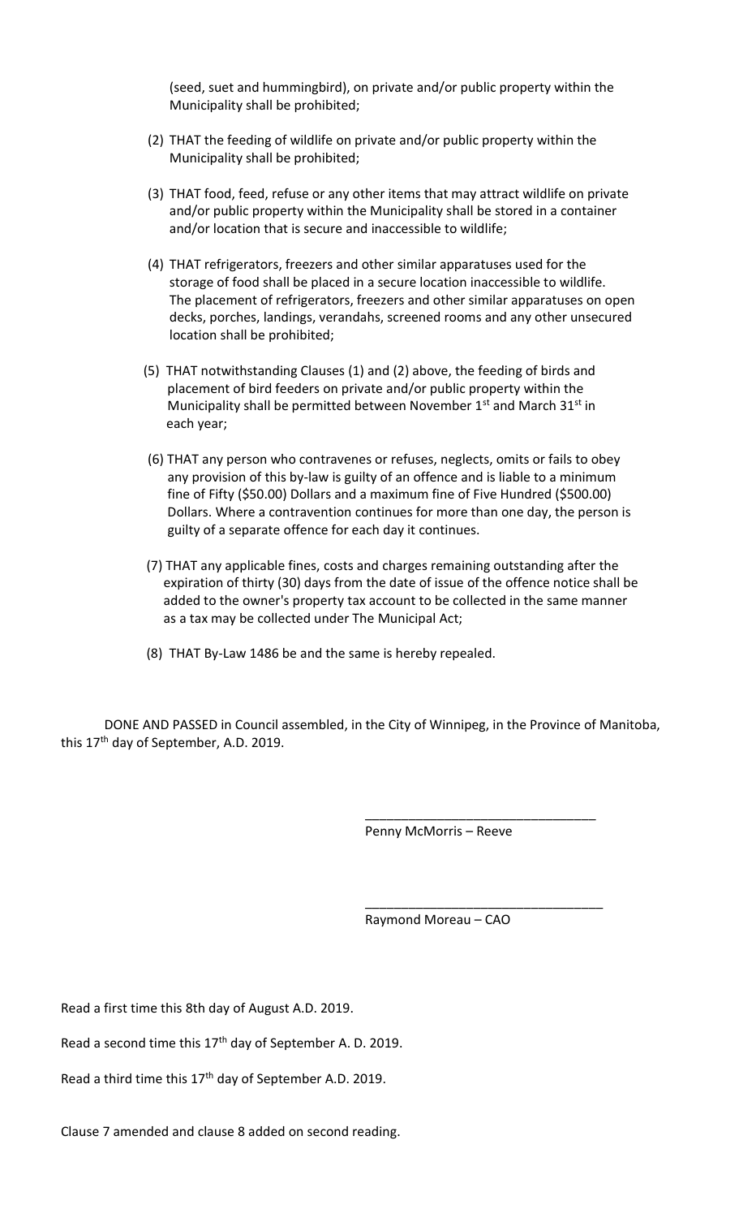(seed, suet and hummingbird), on private and/or public property within the Municipality shall be prohibited;

(2) THAT the feeding of wildlife on private and/or public property within the Municipality shall be prohibited;

(3) THAT food, feed, refuse or any other items that may attract wildlife on private and/or public property within the Municipality shall be stored in a container and/or location that is secure and inaccessible to wildlife;

(4) THAT refrigerators, freezers and other similar apparatuses used for the storage of food shall be placed in a secure location inaccessible to wildlife. The placement of refrigerators, freezers and other similar apparatuses on open decks, porches, landings, verandahs, screened rooms and any other unsecured location shall be prohibited;

(5) THAT notwithstanding Clauses (1) and (2) above, the feeding of birds and placement of bird feeders on private and/or public property within the Municipality shall be permitted between November 1st and March 31st in each year;

(6) THAT any person who contravenes or refuses, neglects, omits or fails to obey any provision of this by-law is guilty of an offence and is liable to a minimum fine of Fifty ($50.00) Dollars and a maximum fine of Five Hundred ($500.00) Dollars. Where a contravention continues for more than one day, the person is guilty of a separate offence for each day it continues.

(7) THAT any applicable fines, costs and charges remaining outstanding after the expiration of thirty (30) days from the date of issue of the offence notice shall be added to the owner's property tax account to be collected in the same manner as a tax may be collected under The Municipal Act;

(8) THAT By-Law 1486 be and the same is hereby repealed.

DONE AND PASSED in Council assembled, in the City of Winnipeg, in the Province of Manitoba, this 17th day of September, A.D. 2019.

\_\_\_\_\_\_\_\_\_\_\_\_\_\_\_\_\_\_\_\_\_\_\_\_\_\_\_\_\_\_\_\_

Penny McMorris – Reeve

\_\_\_\_\_\_\_\_\_\_\_\_\_\_\_\_\_\_\_\_\_\_\_\_\_\_\_\_\_\_\_\_

Raymond Moreau – CAO

Read a first time this 8th day of August A.D. 2019.

Read a second time this 17th day of September A. D. 2019.

Read a third time this 17th day of September A.D. 2019.

Clause 7 amended and clause 8 added on second reading.